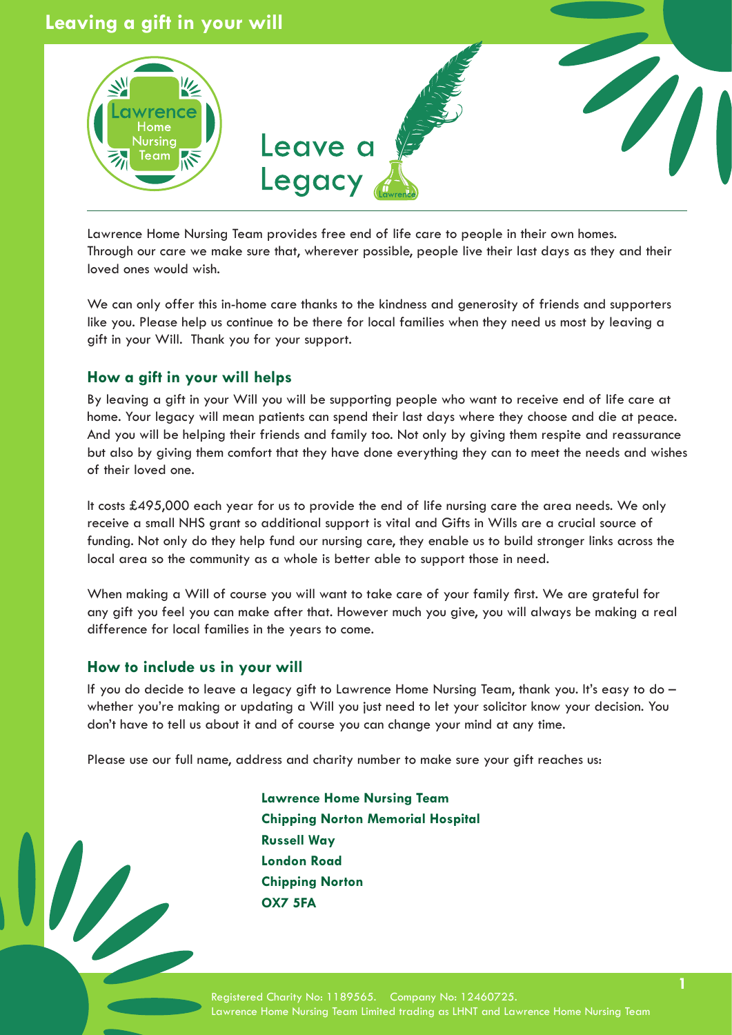# Leaving a gift in your will

Leave a Legacy

Lawrence Home Nursing Team provides free end of life care to people in their own homes. Through our care we make sure that, wherever possible, people live their last days as they and their loved ones would wish.

We can only offer this in-home care thanks to the kindness and generosity of friends and supporters like you. Please help us continue to be there for local families when they need us most by leaving a gift in your Will. Thank you for your support.

## How a gift in your will helps

By leaving a gift in your Will you will be supporting people who want to receive end of life care at home. Your legacy will mean patients can spend their last days where they choose and die at peace. And you will be helping their friends and family too. Not only by giving them respite and reassurance but also by giving them comfort that they have done everything they can to meet the needs and wishes of their loved one.

It costs £495,000 each year for us to provide the end of life nursing care the area needs. We only receive a small NHS grant so additional support is vital and Gifts in Wills are a crucial source of funding. Not only do they help fund our nursing care, they enable us to build stronger links across the local area so the community as a whole is better able to support those in need.

When making a Will of course you will want to take care of your family first. We are grateful for any gift you feel you can make after that. However much you give, you will always be making a real difference for local families in the years to come.

## How to include us in your will

If you do decide to leave a legacy gift to Lawrence Home Nursing Team, thank you. It's easy to do – whether you're making or updating a Will you just need to let your solicitor know your decision. You don't have to tell us about it and of course you can change your mind at any time.

Please use our full name, address and charity number to make sure your gift reaches us:

**Lawrence Home Nursing Team**
**Chipping Norton Memorial Hospital**
**Russell Way**
**London Road**
**Chipping Norton**
**OX7 5FA**

Registered Charity No: 1189565. Company No: 12460725.
Lawrence Home Nursing Team Limited trading as LHNT and Lawrence Home Nursing Team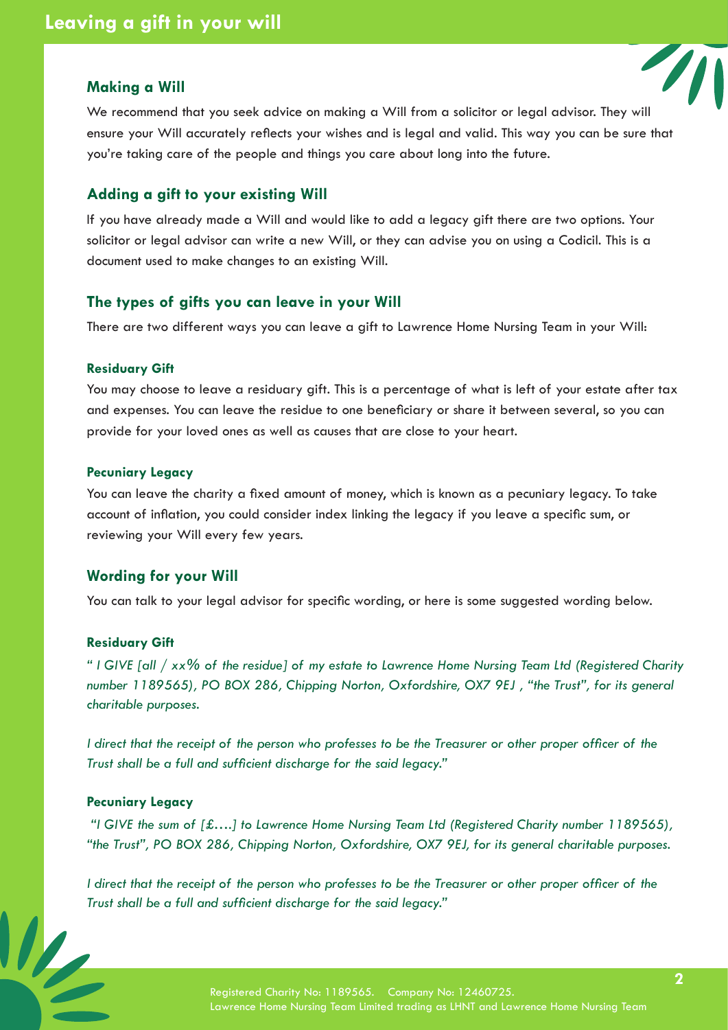# Leaving a gift in your will

## Making a Will

We recommend that you seek advice on making a Will from a solicitor or legal advisor. They will ensure your Will accurately reflects your wishes and is legal and valid. This way you can be sure that you're taking care of the people and things you care about long into the future.

## Adding a gift to your existing Will

If you have already made a Will and would like to add a legacy gift there are two options. Your solicitor or legal advisor can write a new Will, or they can advise you on using a Codicil. This is a document used to make changes to an existing Will.

## The types of gifts you can leave in your Will

There are two different ways you can leave a gift to Lawrence Home Nursing Team in your Will:

### Residuary Gift

You may choose to leave a residuary gift. This is a percentage of what is left of your estate after tax and expenses. You can leave the residue to one beneficiary or share it between several, so you can provide for your loved ones as well as causes that are close to your heart.

### Pecuniary Legacy

You can leave the charity a fixed amount of money, which is known as a pecuniary legacy. To take account of inflation, you could consider index linking the legacy if you leave a specific sum, or reviewing your Will every few years.

## Wording for your Will

You can talk to your legal advisor for specific wording, or here is some suggested wording below.

### Residuary Gift

*" I GIVE [all / xx% of the residue] of my estate to Lawrence Home Nursing Team Ltd (Registered Charity number 1189565), PO BOX 286, Chipping Norton, Oxfordshire, OX7 9EJ , "the Trust", for its general charitable purposes.*

*I direct that the receipt of the person who professes to be the Treasurer or other proper officer of the Trust shall be a full and sufficient discharge for the said legacy."*

### Pecuniary Legacy

*"I GIVE the sum of [£….] to Lawrence Home Nursing Team Ltd (Registered Charity number 1189565), "the Trust", PO BOX 286, Chipping Norton, Oxfordshire, OX7 9EJ, for its general charitable purposes.*

*I direct that the receipt of the person who professes to be the Treasurer or other proper officer of the Trust shall be a full and sufficient discharge for the said legacy."*

Registered Charity No: 1189565. Company No: 12460725.
Lawrence Home Nursing Team Limited trading as LHNT and Lawrence Home Nursing Team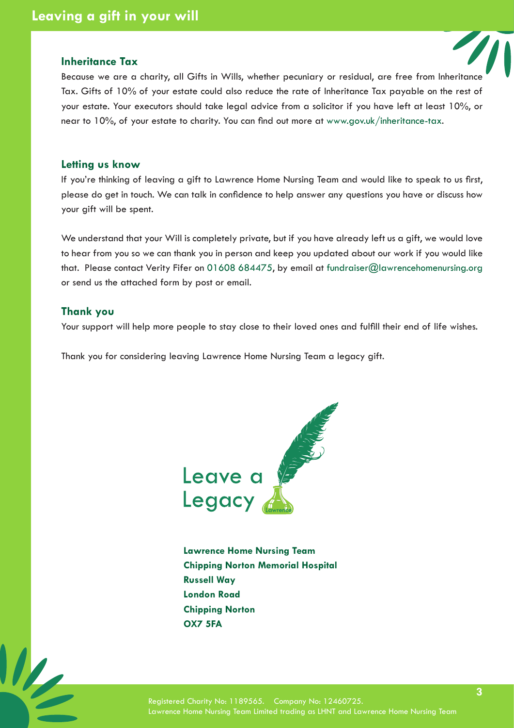## Inheritance Tax

Because we are a charity, all Gifts in Wills, whether pecuniary or residual, are free from Inheritance Tax. Gifts of 10% of your estate could also reduce the rate of Inheritance Tax payable on the rest of your estate. Your executors should take legal advice from a solicitor if you have left at least 10%, or near to 10%, of your estate to charity. You can find out more at www.gov.uk/inheritance-tax.

## Letting us know

If you're thinking of leaving a gift to Lawrence Home Nursing Team and would like to speak to us first, please do get in touch. We can talk in confidence to help answer any questions you have or discuss how your gift will be spent.

We understand that your Will is completely private, but if you have already left us a gift, we would love to hear from you so we can thank you in person and keep you updated about our work if you would like that. Please contact Verity Fifer on 01608 684475, by email at fundraiser@lawrencehomenursing.org or send us the attached form by post or email.

## Thank you

Your support will help more people to stay close to their loved ones and fulfill their end of life wishes.

Thank you for considering leaving Lawrence Home Nursing Team a legacy gift.

Leave a Legacy

Lawrence

**Lawrence Home Nursing Team**
**Chipping Norton Memorial Hospital**
**Russell Way**
**London Road**
**Chipping Norton**
**OX7 5FA**

Registered Charity No: 1189565. Company No: 12460725.
Lawrence Home Nursing Team Limited trading as LHNT and Lawrence Home Nursing Team